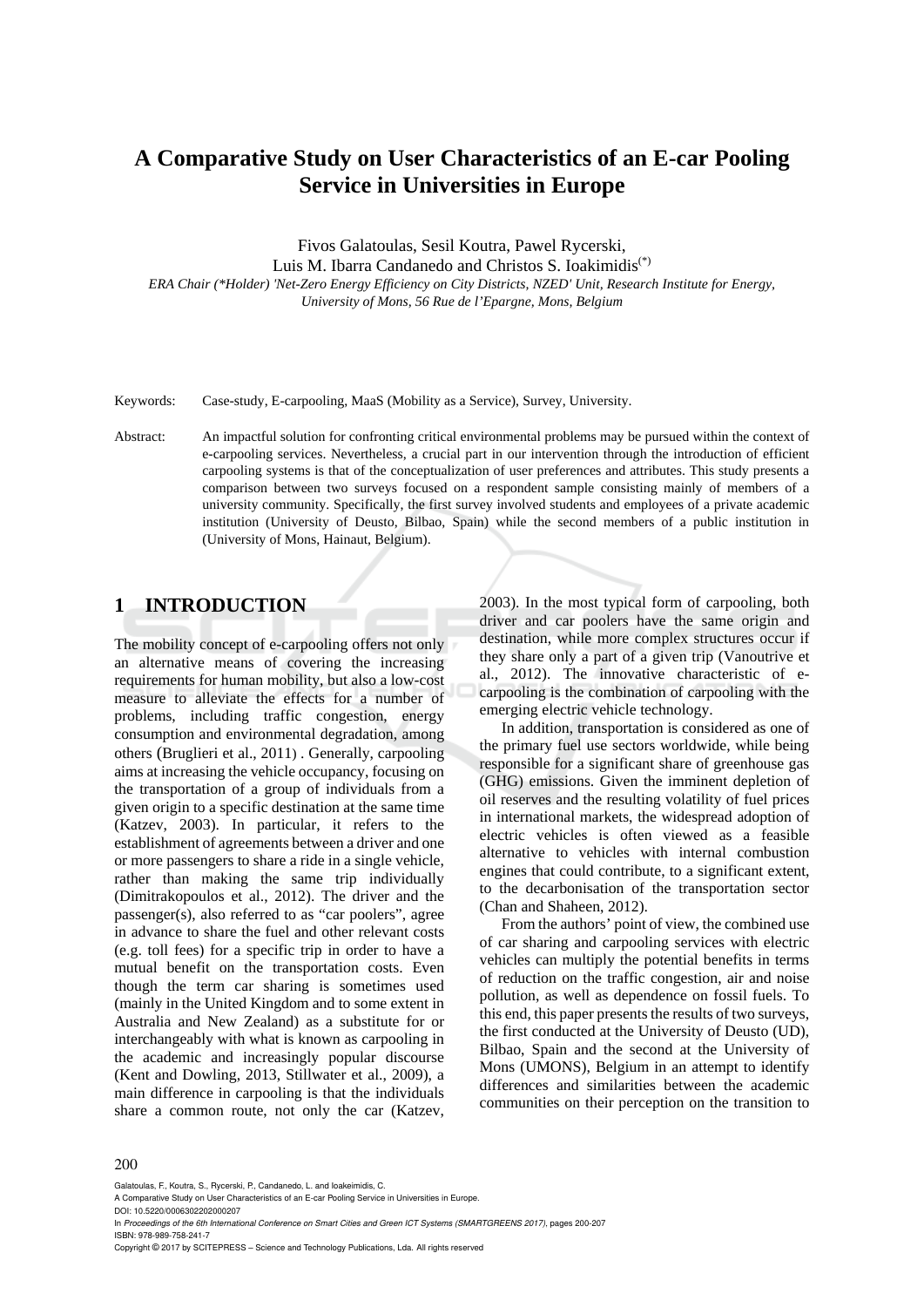# A Comparative Study on User Characteristics of an E-car Pooling Service in Universities in Europe

Fivos Galatoulas, Sesil Koutra, Pawel Rycerski,
Luis M. Ibarra Candanedo and Christos S. Ioakimidis(*)

*ERA Chair (\*Holder) 'Net-Zero Energy Efficiency on City Districts, NZED' Unit, Research Institute for Energy, University of Mons, 56 Rue de l'Epargne, Mons, Belgium*

Keywords: Case-study, E-carpooling, MaaS (Mobility as a Service), Survey, University.

Abstract: An impactful solution for confronting critical environmental problems may be pursued within the context of e-carpooling services. Nevertheless, a crucial part in our intervention through the introduction of efficient carpooling systems is that of the conceptualization of user preferences and attributes. This study presents a comparison between two surveys focused on a respondent sample consisting mainly of members of a university community. Specifically, the first survey involved students and employees of a private academic institution (University of Deusto, Bilbao, Spain) while the second members of a public institution in (University of Mons, Hainaut, Belgium).

## 1 INTRODUCTION

The mobility concept of e-carpooling offers not only an alternative means of covering the increasing requirements for human mobility, but also a low-cost measure to alleviate the effects for a number of problems, including traffic congestion, energy consumption and environmental degradation, among others (Bruglieri et al., 2011) . Generally, carpooling aims at increasing the vehicle occupancy, focusing on the transportation of a group of individuals from a given origin to a specific destination at the same time (Katzev, 2003). In particular, it refers to the establishment of agreements between a driver and one or more passengers to share a ride in a single vehicle, rather than making the same trip individually (Dimitrakopoulos et al., 2012). The driver and the passenger(s), also referred to as "car poolers", agree in advance to share the fuel and other relevant costs (e.g. toll fees) for a specific trip in order to have a mutual benefit on the transportation costs. Even though the term car sharing is sometimes used (mainly in the United Kingdom and to some extent in Australia and New Zealand) as a substitute for or interchangeably with what is known as carpooling in the academic and increasingly popular discourse (Kent and Dowling, 2013, Stillwater et al., 2009), a main difference in carpooling is that the individuals share a common route, not only the car (Katzev, 2003). In the most typical form of carpooling, both driver and car poolers have the same origin and destination, while more complex structures occur if they share only a part of a given trip (Vanoutrive et al., 2012). The innovative characteristic of e-carpooling is the combination of carpooling with the emerging electric vehicle technology.

In addition, transportation is considered as one of the primary fuel use sectors worldwide, while being responsible for a significant share of greenhouse gas (GHG) emissions. Given the imminent depletion of oil reserves and the resulting volatility of fuel prices in international markets, the widespread adoption of electric vehicles is often viewed as a feasible alternative to vehicles with internal combustion engines that could contribute, to a significant extent, to the decarbonisation of the transportation sector (Chan and Shaheen, 2012).

From the authors' point of view, the combined use of car sharing and carpooling services with electric vehicles can multiply the potential benefits in terms of reduction on the traffic congestion, air and noise pollution, as well as dependence on fossil fuels. To this end, this paper presents the results of two surveys, the first conducted at the University of Deusto (UD), Bilbao, Spain and the second at the University of Mons (UMONS), Belgium in an attempt to identify differences and similarities between the academic communities on their perception on the transition to

Galatoulas, F., Koutra, S., Rycerski, P., Candanedo, L. and Ioakeimidis, C.
A Comparative Study on User Characteristics of an E-car Pooling Service in Universities in Europe.
DOI: 10.5220/0006302202000207
In *Proceedings of the 6th International Conference on Smart Cities and Green ICT Systems (SMARTGREENS 2017)*, pages 200-207
ISBN: 978-989-758-241-7
Copyright © 2017 by SCITEPRESS – Science and Technology Publications, Lda. All rights reserved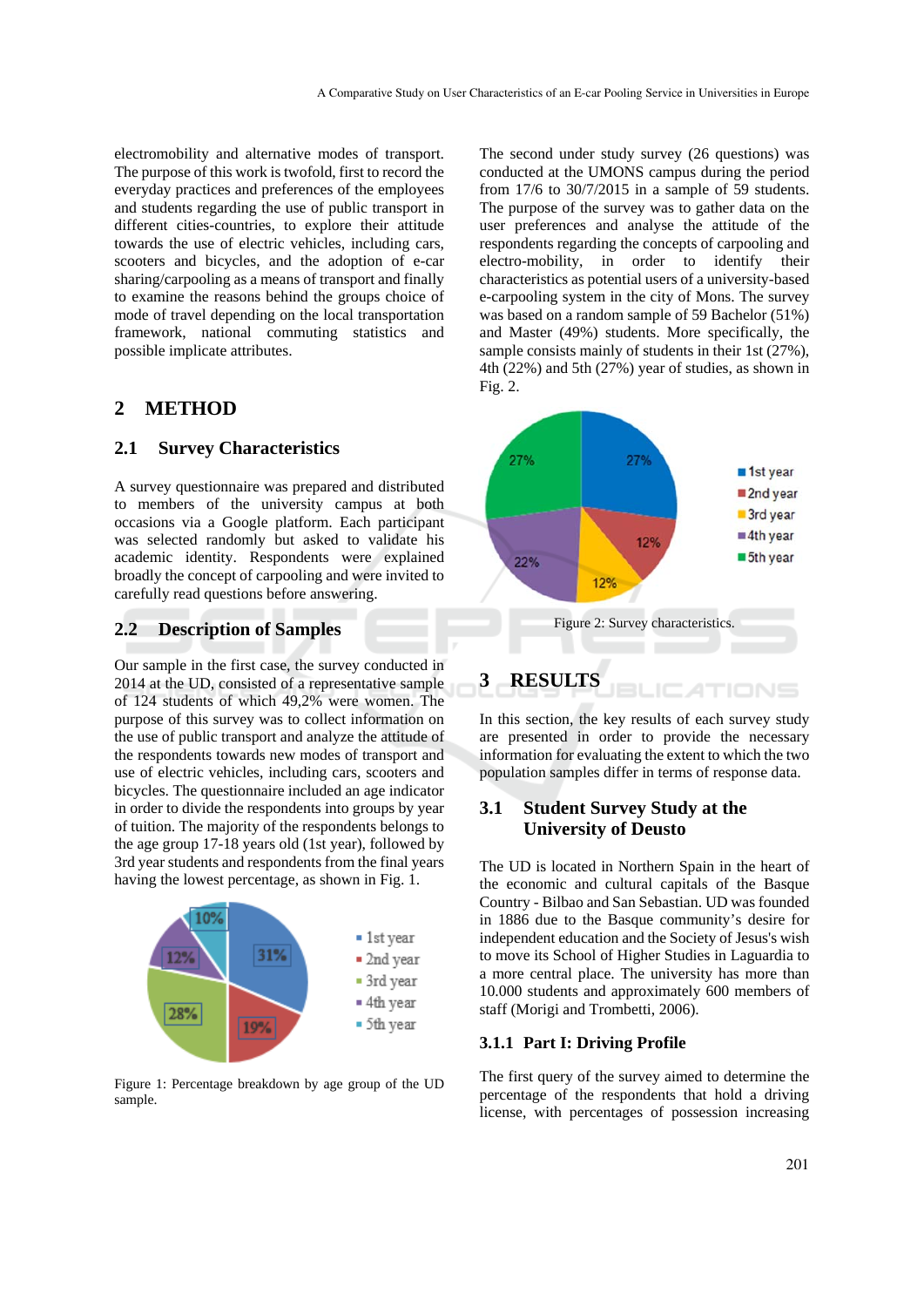electromobility and alternative modes of transport. The purpose of this work is twofold, first to record the everyday practices and preferences of the employees and students regarding the use of public transport in different cities-countries, to explore their attitude towards the use of electric vehicles, including cars, scooters and bicycles, and the adoption of e-car sharing/carpooling as a means of transport and finally to examine the reasons behind the groups choice of mode of travel depending on the local transportation framework, national commuting statistics and possible implicate attributes.

## 2 METHOD

### 2.1 Survey Characteristics

A survey questionnaire was prepared and distributed to members of the university campus at both occasions via a Google platform. Each participant was selected randomly but asked to validate his academic identity. Respondents were explained broadly the concept of carpooling and were invited to carefully read questions before answering.

### 2.2 Description of Samples

Our sample in the first case, the survey conducted in 2014 at the UD, consisted of a representative sample of 124 students of which 49,2% were women. The purpose of this survey was to collect information on the use of public transport and analyze the attitude of the respondents towards new modes of transport and use of electric vehicles, including cars, scooters and bicycles. The questionnaire included an age indicator in order to divide the respondents into groups by year of tuition. The majority of the respondents belongs to the age group 17-18 years old (1st year), followed by 3rd year students and respondents from the final years having the lowest percentage, as shown in Fig. 1.

Figure 1: Percentage breakdown by age group of the UD sample.

The second under study survey (26 questions) was conducted at the UMONS campus during the period from 17/6 to 30/7/2015 in a sample of 59 students. The purpose of the survey was to gather data on the user preferences and analyse the attitude of the respondents regarding the concepts of carpooling and electro-mobility, in order to identify their characteristics as potential users of a university-based e-carpooling system in the city of Mons. The survey was based on a random sample of 59 Bachelor (51%) and Master (49%) students. More specifically, the sample consists mainly of students in their 1st (27%), 4th (22%) and 5th (27%) year of studies, as shown in Fig. 2.

Figure 2: Survey characteristics.

## 3 RESULTS

In this section, the key results of each survey study are presented in order to provide the necessary information for evaluating the extent to which the two population samples differ in terms of response data.

### 3.1 Student Survey Study at the University of Deusto

The UD is located in Northern Spain in the heart of the economic and cultural capitals of the Basque Country - Bilbao and San Sebastian. UD was founded in 1886 due to the Basque community's desire for independent education and the Society of Jesus's wish to move its School of Higher Studies in Laguardia to a more central place. The university has more than 10.000 students and approximately 600 members of staff (Morigi and Trombetti, 2006).

#### 3.1.1 Part I: Driving Profile

The first query of the survey aimed to determine the percentage of the respondents that hold a driving license, with percentages of possession increasing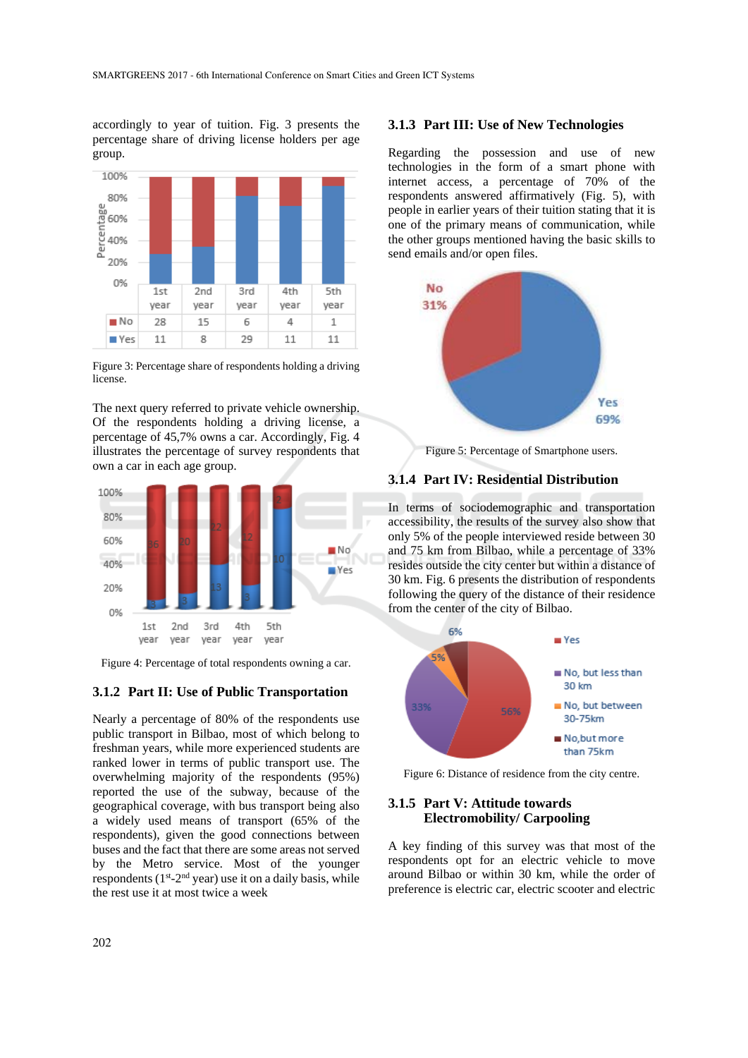accordingly to year of tuition. Fig. 3 presents the percentage share of driving license holders per age group.

|  | 1st year | 2nd year | 3rd year | 4th year | 5th year |
|---|---|---|---|---|---|
| No | 28 | 15 | 6 | 4 | 1 |
| Yes | 11 | 8 | 29 | 11 | 11 |

Figure 3: Percentage share of respondents holding a driving license.

The next query referred to private vehicle ownership. Of the respondents holding a driving license, a percentage of 45,7% owns a car. Accordingly, Fig. 4 illustrates the percentage of survey respondents that own a car in each age group.

Figure 4: Percentage of total respondents owning a car.

### 3.1.2 Part II: Use of Public Transportation

Nearly a percentage of 80% of the respondents use public transport in Bilbao, most of which belong to freshman years, while more experienced students are ranked lower in terms of public transport use. The overwhelming majority of the respondents (95%) reported the use of the subway, because of the geographical coverage, with bus transport being also a widely used means of transport (65% of the respondents), given the good connections between buses and the fact that there are some areas not served by the Metro service. Most of the younger respondents (1st-2nd year) use it on a daily basis, while the rest use it at most twice a week

### 3.1.3 Part III: Use of New Technologies

Regarding the possession and use of new technologies in the form of a smart phone with internet access, a percentage of 70% of the respondents answered affirmatively (Fig. 5), with people in earlier years of their tuition stating that it is one of the primary means of communication, while the other groups mentioned having the basic skills to send emails and/or open files.

Figure 5: Percentage of Smartphone users.

### 3.1.4 Part IV: Residential Distribution

In terms of sociodemographic and transportation accessibility, the results of the survey also show that only 5% of the people interviewed reside between 30 and 75 km from Bilbao, while a percentage of 33% resides outside the city center but within a distance of 30 km. Fig. 6 presents the distribution of respondents following the query of the distance of their residence from the center of the city of Bilbao.

Figure 6: Distance of residence from the city centre.

### 3.1.5 Part V: Attitude towards Electromobility/ Carpooling

A key finding of this survey was that most of the respondents opt for an electric vehicle to move around Bilbao or within 30 km, while the order of preference is electric car, electric scooter and electric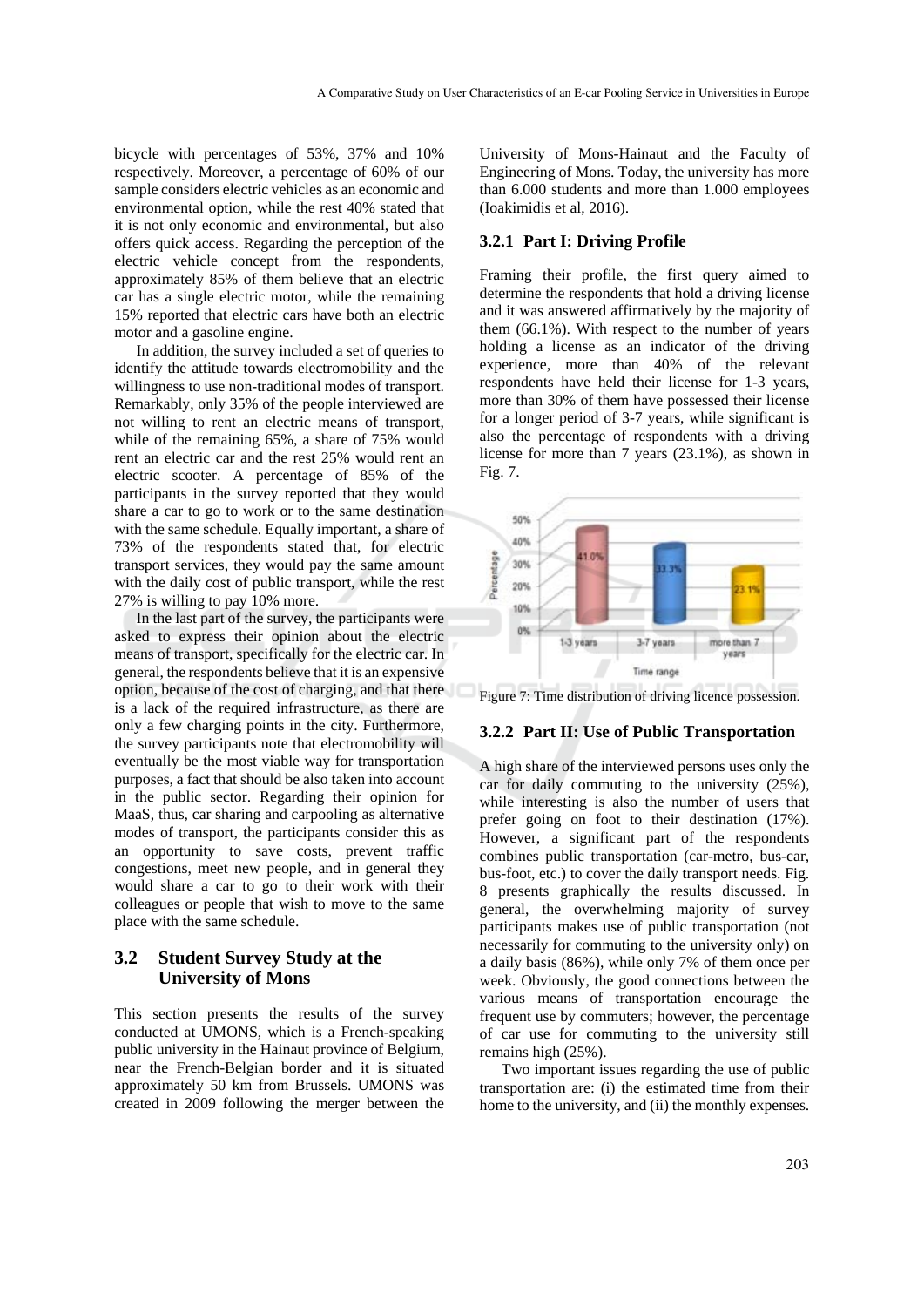bicycle with percentages of 53%, 37% and 10% respectively. Moreover, a percentage of 60% of our sample considers electric vehicles as an economic and environmental option, while the rest 40% stated that it is not only economic and environmental, but also offers quick access. Regarding the perception of the electric vehicle concept from the respondents, approximately 85% of them believe that an electric car has a single electric motor, while the remaining 15% reported that electric cars have both an electric motor and a gasoline engine.

In addition, the survey included a set of queries to identify the attitude towards electromobility and the willingness to use non-traditional modes of transport. Remarkably, only 35% of the people interviewed are not willing to rent an electric means of transport, while of the remaining 65%, a share of 75% would rent an electric car and the rest 25% would rent an electric scooter. A percentage of 85% of the participants in the survey reported that they would share a car to go to work or to the same destination with the same schedule. Equally important, a share of 73% of the respondents stated that, for electric transport services, they would pay the same amount with the daily cost of public transport, while the rest 27% is willing to pay 10% more.

In the last part of the survey, the participants were asked to express their opinion about the electric means of transport, specifically for the electric car. In general, the respondents believe that it is an expensive option, because of the cost of charging, and that there is a lack of the required infrastructure, as there are only a few charging points in the city. Furthermore, the survey participants note that electromobility will eventually be the most viable way for transportation purposes, a fact that should be also taken into account in the public sector. Regarding their opinion for MaaS, thus, car sharing and carpooling as alternative modes of transport, the participants consider this as an opportunity to save costs, prevent traffic congestions, meet new people, and in general they would share a car to go to their work with their colleagues or people that wish to move to the same place with the same schedule.

## 3.2 Student Survey Study at the University of Mons

This section presents the results of the survey conducted at UMONS, which is a French-speaking public university in the Hainaut province of Belgium, near the French-Belgian border and it is situated approximately 50 km from Brussels. UMONS was created in 2009 following the merger between the University of Mons-Hainaut and the Faculty of Engineering of Mons. Today, the university has more than 6.000 students and more than 1.000 employees (Ioakimidis et al, 2016).

### 3.2.1 Part I: Driving Profile

Framing their profile, the first query aimed to determine the respondents that hold a driving license and it was answered affirmatively by the majority of them (66.1%). With respect to the number of years holding a license as an indicator of the driving experience, more than 40% of the relevant respondents have held their license for 1-3 years, more than 30% of them have possessed their license for a longer period of 3-7 years, while significant is also the percentage of respondents with a driving license for more than 7 years (23.1%), as shown in Fig. 7.

Figure 7: Time distribution of driving licence possession.

### 3.2.2 Part II: Use of Public Transportation

A high share of the interviewed persons uses only the car for daily commuting to the university (25%), while interesting is also the number of users that prefer going on foot to their destination (17%). However, a significant part of the respondents combines public transportation (car-metro, bus-car, bus-foot, etc.) to cover the daily transport needs. Fig. 8 presents graphically the results discussed. In general, the overwhelming majority of survey participants makes use of public transportation (not necessarily for commuting to the university only) on a daily basis (86%), while only 7% of them once per week. Obviously, the good connections between the various means of transportation encourage the frequent use by commuters; however, the percentage of car use for commuting to the university still remains high (25%).

Two important issues regarding the use of public transportation are: (i) the estimated time from their home to the university, and (ii) the monthly expenses.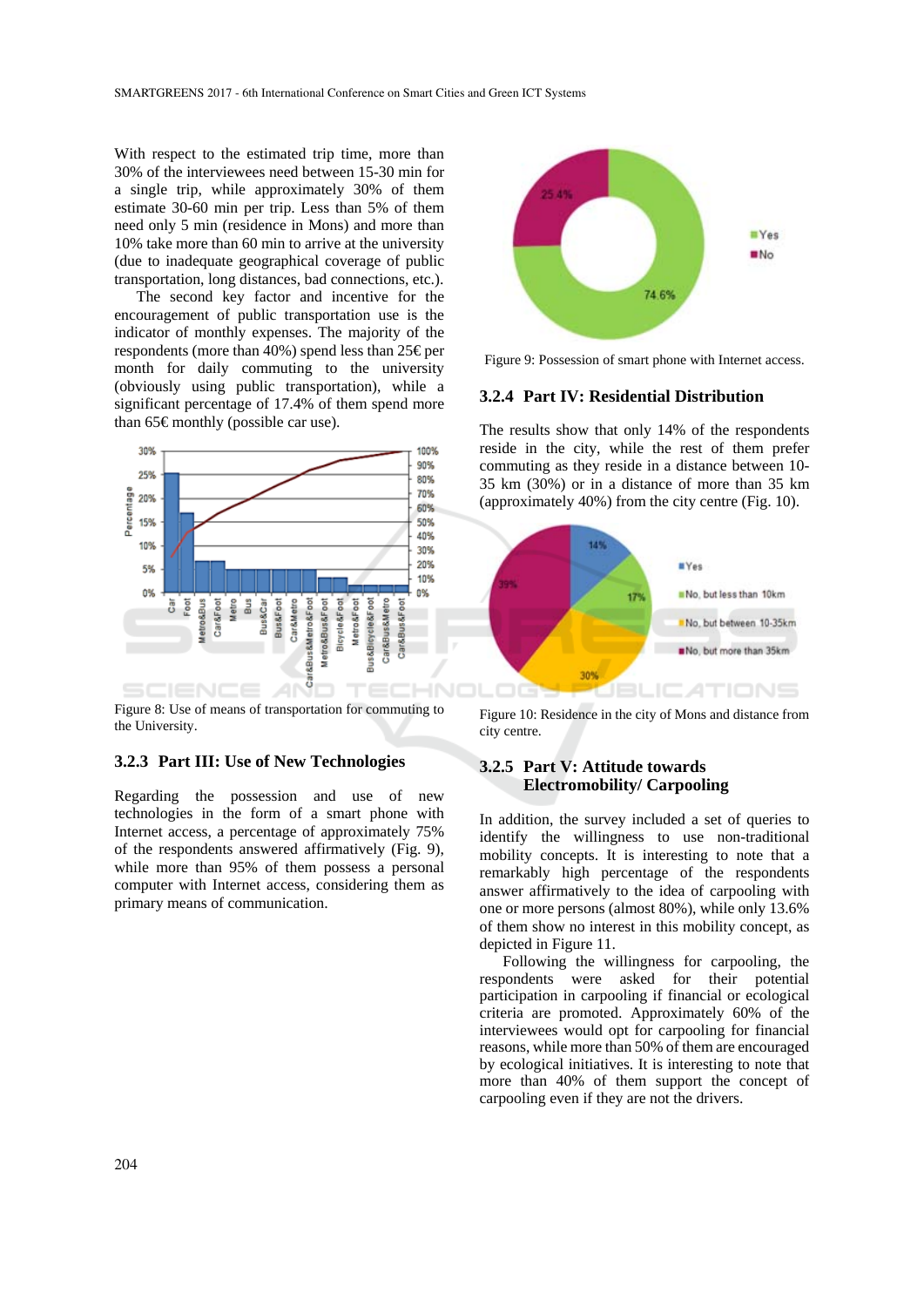With respect to the estimated trip time, more than 30% of the interviewees need between 15-30 min for a single trip, while approximately 30% of them estimate 30-60 min per trip. Less than 5% of them need only 5 min (residence in Mons) and more than 10% take more than 60 min to arrive at the university (due to inadequate geographical coverage of public transportation, long distances, bad connections, etc.).

The second key factor and incentive for the encouragement of public transportation use is the indicator of monthly expenses. The majority of the respondents (more than 40%) spend less than 25€ per month for daily commuting to the university (obviously using public transportation), while a significant percentage of 17.4% of them spend more than 65€ monthly (possible car use).

Figure 8: Use of means of transportation for commuting to the University.

### 3.2.3 Part III: Use of New Technologies

Regarding the possession and use of new technologies in the form of a smart phone with Internet access, a percentage of approximately 75% of the respondents answered affirmatively (Fig. 9), while more than 95% of them possess a personal computer with Internet access, considering them as primary means of communication.

Figure 9: Possession of smart phone with Internet access.

### 3.2.4 Part IV: Residential Distribution

The results show that only 14% of the respondents reside in the city, while the rest of them prefer commuting as they reside in a distance between 10-35 km (30%) or in a distance of more than 35 km (approximately 40%) from the city centre (Fig. 10).

Figure 10: Residence in the city of Mons and distance from city centre.

### 3.2.5 Part V: Attitude towards Electromobility/ Carpooling

In addition, the survey included a set of queries to identify the willingness to use non-traditional mobility concepts. It is interesting to note that a remarkably high percentage of the respondents answer affirmatively to the idea of carpooling with one or more persons (almost 80%), while only 13.6% of them show no interest in this mobility concept, as depicted in Figure 11.

Following the willingness for carpooling, the respondents were asked for their potential participation in carpooling if financial or ecological criteria are promoted. Approximately 60% of the interviewees would opt for carpooling for financial reasons, while more than 50% of them are encouraged by ecological initiatives. It is interesting to note that more than 40% of them support the concept of carpooling even if they are not the drivers.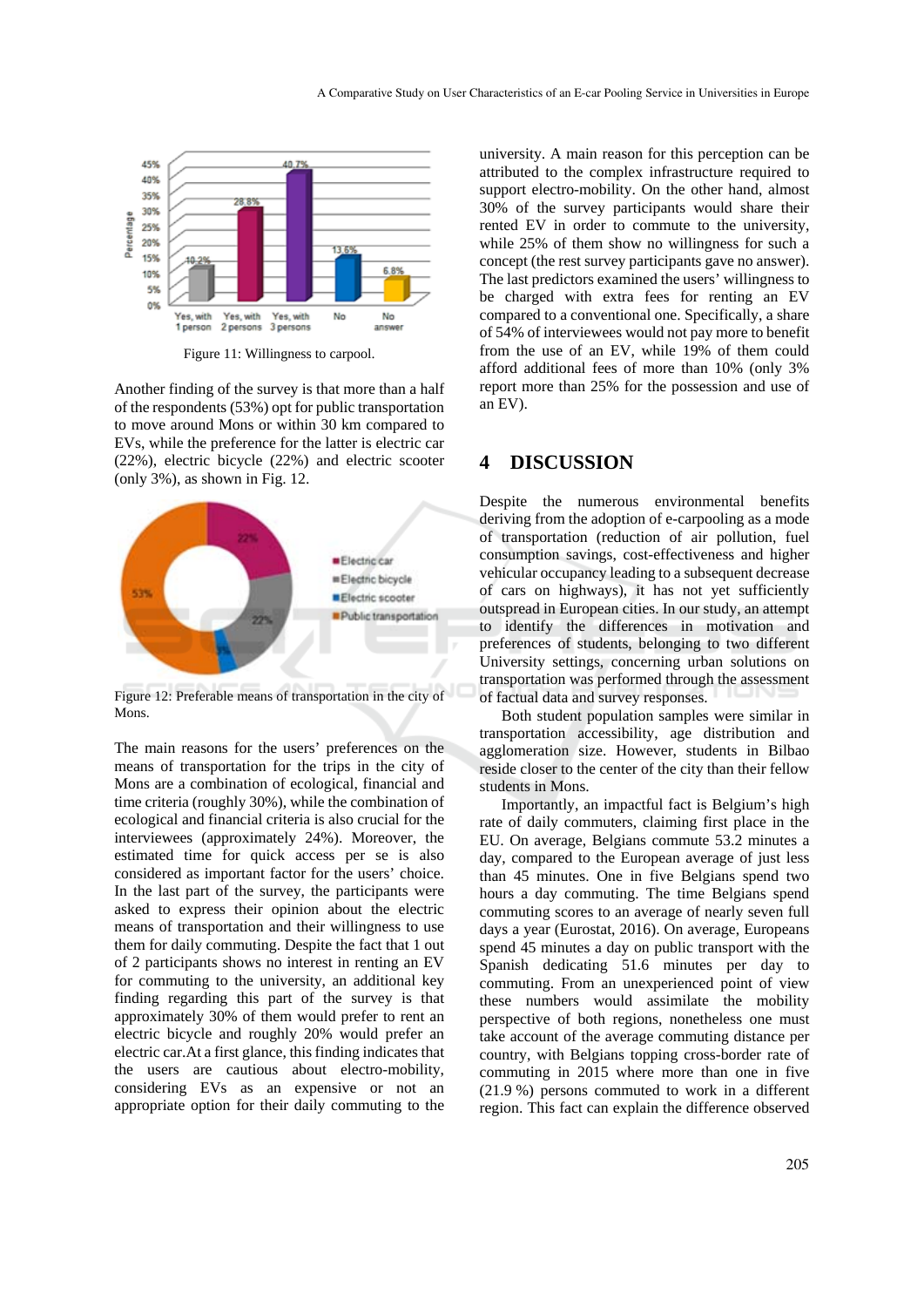Figure 11: Willingness to carpool.

Another finding of the survey is that more than a half of the respondents (53%) opt for public transportation to move around Mons or within 30 km compared to EVs, while the preference for the latter is electric car (22%), electric bicycle (22%) and electric scooter (only 3%), as shown in Fig. 12.

Figure 12: Preferable means of transportation in the city of Mons.

The main reasons for the users' preferences on the means of transportation for the trips in the city of Mons are a combination of ecological, financial and time criteria (roughly 30%), while the combination of ecological and financial criteria is also crucial for the interviewees (approximately 24%). Moreover, the estimated time for quick access per se is also considered as important factor for the users' choice. In the last part of the survey, the participants were asked to express their opinion about the electric means of transportation and their willingness to use them for daily commuting. Despite the fact that 1 out of 2 participants shows no interest in renting an EV for commuting to the university, an additional key finding regarding this part of the survey is that approximately 30% of them would prefer to rent an electric bicycle and roughly 20% would prefer an electric car.At a first glance, this finding indicates that the users are cautious about electro-mobility, considering EVs as an expensive or not an appropriate option for their daily commuting to the university. A main reason for this perception can be attributed to the complex infrastructure required to support electro-mobility. On the other hand, almost 30% of the survey participants would share their rented EV in order to commute to the university, while 25% of them show no willingness for such a concept (the rest survey participants gave no answer). The last predictors examined the users' willingness to be charged with extra fees for renting an EV compared to a conventional one. Specifically, a share of 54% of interviewees would not pay more to benefit from the use of an EV, while 19% of them could afford additional fees of more than 10% (only 3% report more than 25% for the possession and use of an EV).

## 4 DISCUSSION

Despite the numerous environmental benefits deriving from the adoption of e-carpooling as a mode of transportation (reduction of air pollution, fuel consumption savings, cost-effectiveness and higher vehicular occupancy leading to a subsequent decrease of cars on highways), it has not yet sufficiently outspread in European cities. In our study, an attempt to identify the differences in motivation and preferences of students, belonging to two different University settings, concerning urban solutions on transportation was performed through the assessment of factual data and survey responses.

Both student population samples were similar in transportation accessibility, age distribution and agglomeration size. However, students in Bilbao reside closer to the center of the city than their fellow students in Mons.

Importantly, an impactful fact is Belgium's high rate of daily commuters, claiming first place in the EU. On average, Belgians commute 53.2 minutes a day, compared to the European average of just less than 45 minutes. One in five Belgians spend two hours a day commuting. The time Belgians spend commuting scores to an average of nearly seven full days a year (Eurostat, 2016). On average, Europeans spend 45 minutes a day on public transport with the Spanish dedicating 51.6 minutes per day to commuting. From an unexperienced point of view these numbers would assimilate the mobility perspective of both regions, nonetheless one must take account of the average commuting distance per country, with Belgians topping cross-border rate of commuting in 2015 where more than one in five (21.9 %) persons commuted to work in a different region. This fact can explain the difference observed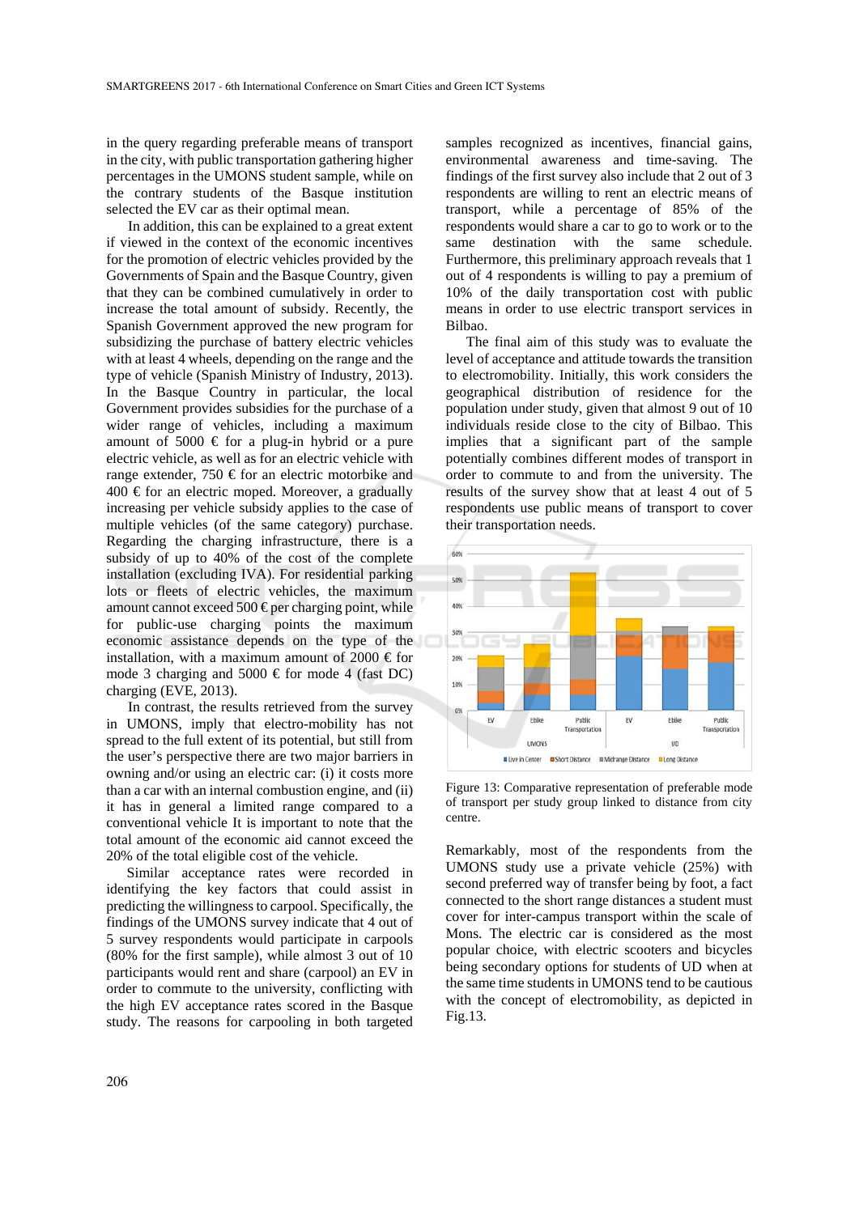in the query regarding preferable means of transport in the city, with public transportation gathering higher percentages in the UMONS student sample, while on the contrary students of the Basque institution selected the EV car as their optimal mean.

In addition, this can be explained to a great extent if viewed in the context of the economic incentives for the promotion of electric vehicles provided by the Governments of Spain and the Basque Country, given that they can be combined cumulatively in order to increase the total amount of subsidy. Recently, the Spanish Government approved the new program for subsidizing the purchase of battery electric vehicles with at least 4 wheels, depending on the range and the type of vehicle (Spanish Ministry of Industry, 2013). In the Basque Country in particular, the local Government provides subsidies for the purchase of a wider range of vehicles, including a maximum amount of 5000 € for a plug-in hybrid or a pure electric vehicle, as well as for an electric vehicle with range extender, 750 € for an electric motorbike and 400 € for an electric moped. Moreover, a gradually increasing per vehicle subsidy applies to the case of multiple vehicles (of the same category) purchase. Regarding the charging infrastructure, there is a subsidy of up to 40% of the cost of the complete installation (excluding IVA). For residential parking lots or fleets of electric vehicles, the maximum amount cannot exceed 500 € per charging point, while for public-use charging points the maximum economic assistance depends on the type of the installation, with a maximum amount of 2000 € for mode 3 charging and 5000 € for mode 4 (fast DC) charging (EVE, 2013).

In contrast, the results retrieved from the survey in UMONS, imply that electro-mobility has not spread to the full extent of its potential, but still from the user's perspective there are two major barriers in owning and/or using an electric car: (i) it costs more than a car with an internal combustion engine, and (ii) it has in general a limited range compared to a conventional vehicle It is important to note that the total amount of the economic aid cannot exceed the 20% of the total eligible cost of the vehicle.

Similar acceptance rates were recorded in identifying the key factors that could assist in predicting the willingness to carpool. Specifically, the findings of the UMONS survey indicate that 4 out of 5 survey respondents would participate in carpools (80% for the first sample), while almost 3 out of 10 participants would rent and share (carpool) an EV in order to commute to the university, conflicting with the high EV acceptance rates scored in the Basque study. The reasons for carpooling in both targeted samples recognized as incentives, financial gains, environmental awareness and time-saving. The findings of the first survey also include that 2 out of 3 respondents are willing to rent an electric means of transport, while a percentage of 85% of the respondents would share a car to go to work or to the same destination with the same schedule. Furthermore, this preliminary approach reveals that 1 out of 4 respondents is willing to pay a premium of 10% of the daily transportation cost with public means in order to use electric transport services in Bilbao.

The final aim of this study was to evaluate the level of acceptance and attitude towards the transition to electromobility. Initially, this work considers the geographical distribution of residence for the population under study, given that almost 9 out of 10 individuals reside close to the city of Bilbao. This implies that a significant part of the sample potentially combines different modes of transport in order to commute to and from the university. The results of the survey show that at least 4 out of 5 respondents use public means of transport to cover their transportation needs.

Figure 13: Comparative representation of preferable mode of transport per study group linked to distance from city centre.

Remarkably, most of the respondents from the UMONS study use a private vehicle (25%) with second preferred way of transfer being by foot, a fact connected to the short range distances a student must cover for inter-campus transport within the scale of Mons. The electric car is considered as the most popular choice, with electric scooters and bicycles being secondary options for students of UD when at the same time students in UMONS tend to be cautious with the concept of electromobility, as depicted in Fig.13.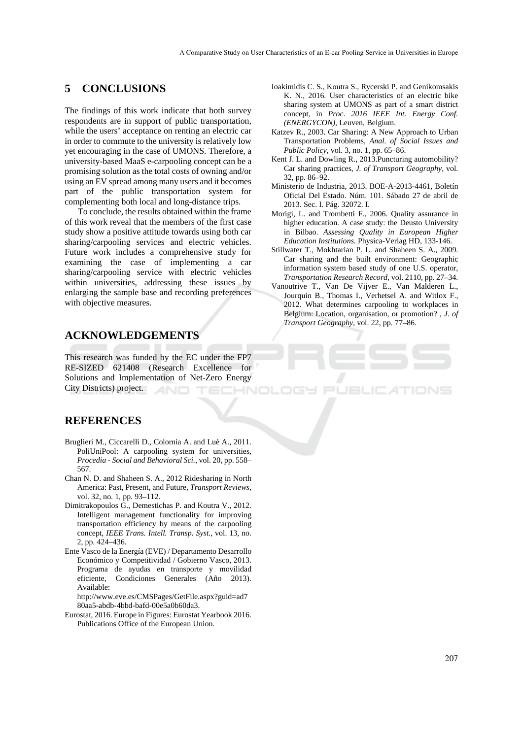## 5 CONCLUSIONS

The findings of this work indicate that both survey respondents are in support of public transportation, while the users' acceptance on renting an electric car in order to commute to the university is relatively low yet encouraging in the case of UMONS. Therefore, a university-based MaaS e-carpooling concept can be a promising solution as the total costs of owning and/or using an EV spread among many users and it becomes part of the public transportation system for complementing both local and long-distance trips.

To conclude, the results obtained within the frame of this work reveal that the members of the first case study show a positive attitude towards using both car sharing/carpooling services and electric vehicles. Future work includes a comprehensive study for examining the case of implementing a car sharing/carpooling service with electric vehicles within universities, addressing these issues by enlarging the sample base and recording preferences with objective measures.

## ACKNOWLEDGEMENTS

This research was funded by the EC under the FP7 RE-SIZED 621408 (Research Excellence for Solutions and Implementation of Net-Zero Energy City Districts) project.

## REFERENCES

Bruglieri M., Ciccarelli D., Colornia A. and Luè A., 2011. PoliUniPool: A carpooling system for universities, *Procedia - Social and Behavioral Sci.*, vol. 20, pp. 558–567.

Chan N. D. and Shaheen S. A., 2012 Ridesharing in North America: Past, Present, and Future, *Transport Reviews*, vol. 32, no. 1, pp. 93–112.

Dimitrakopoulos G., Demestichas P. and Koutra V., 2012. Intelligent management functionality for improving transportation efficiency by means of the carpooling concept, *IEEE Trans. Intell. Transp. Syst.*, vol. 13, no. 2, pp. 424–436.

Ente Vasco de la Energía (EVE) / Departamento Desarrollo Económico y Competitividad / Gobierno Vasco, 2013. Programa de ayudas en transporte y movilidad eficiente, Condiciones Generales (Año 2013). Available: http://www.eve.es/CMSPages/GetFile.aspx?guid=ad780aa5-abdb-4bbd-bafd-00e5a0b60da3.

Eurostat, 2016. Europe in Figures: Eurostat Yearbook 2016. Publications Office of the European Union.

Ioakimidis C. S., Koutra S., Rycerski P. and Genikomsakis K. N., 2016. User characteristics of an electric bike sharing system at UMONS as part of a smart district concept, in *Proc. 2016 IEEE Int. Energy Conf. (ENERGYCON)*, Leuven, Belgium.

Katzev R., 2003. Car Sharing: A New Approach to Urban Transportation Problems, *Anal. of Social Issues and Public Policy*, vol. 3, no. 1, pp. 65–86.

Kent J. L. and Dowling R., 2013.Puncturing automobility? Car sharing practices, *J. of Transport Geography*, vol. 32, pp. 86–92.

Ministerio de Industria, 2013. BOE-A-2013-4461, Boletín Oficial Del Estado. Núm. 101. Sábado 27 de abril de 2013. Sec. I. Pág. 32072. I.

Morigi, L. and Trombetti F., 2006. Quality assurance in higher education. A case study: the Deusto University in Bilbao. *Assessing Quality in European Higher Education Institutions*. Physica-Verlag HD, 133-146.

Stillwater T., Mokhtarian P. L. and Shaheen S. A., 2009. Car sharing and the built environment: Geographic information system based study of one U.S. operator, *Transportation Research Record*, vol. 2110, pp. 27–34.

Vanoutrive T., Van De Vijver E., Van Malderen L., Jourquin B., Thomas I., Verhetsel A. and Witlox F., 2012. What determines carpooling to workplaces in Belgium: Location, organisation, or promotion? , *J. of Transport Geography*, vol. 22, pp. 77–86.